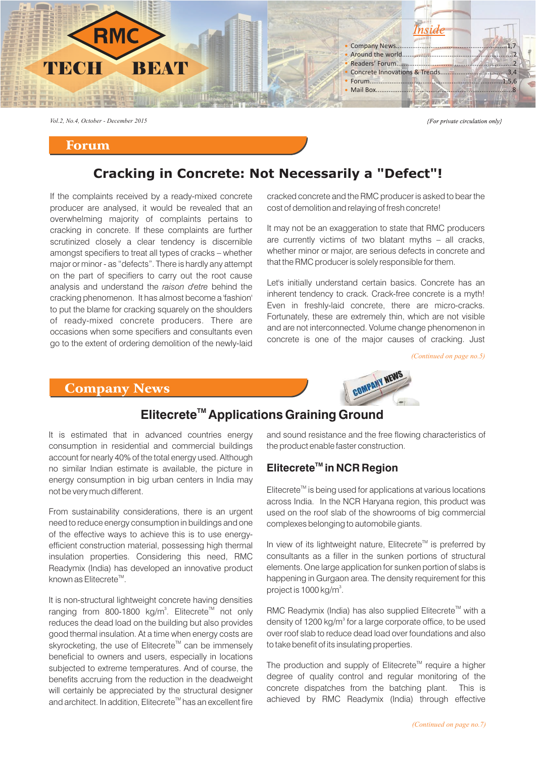# RMC TECH BEAT

**Inside**

- Company News..........1,7
- Around the world..........2
- Readers' Forum..........2
- Concrete Innovations & Trends..........3,4
- Forum..........1,5,6
- Mail Box..........8

*Vol.2, No.4, October - December 2015*

*{For private circulation only}*

## Forum

### Cracking in Concrete: Not Necessarily a "Defect"!

If the complaints received by a ready-mixed concrete producer are analysed, it would be revealed that an overwhelming majority of complaints pertains to cracking in concrete. If these complaints are further scrutinized closely a clear tendency is discernible amongst specifiers to treat all types of cracks – whether major or minor - as "defects". There is hardly any attempt on the part of specifiers to carry out the root cause analysis and understand the *raison d'etre* behind the cracking phenomenon. It has almost become a 'fashion' to put the blame for cracking squarely on the shoulders of ready-mixed concrete producers. There are occasions when some specifiers and consultants even go to the extent of ordering demolition of the newly-laid cracked concrete and the RMC producer is asked to bear the cost of demolition and relaying of fresh concrete!

It may not be an exaggeration to state that RMC producers are currently victims of two blatant myths – all cracks, whether minor or major, are serious defects in concrete and that the RMC producer is solely responsible for them.

Let's initially understand certain basics. Concrete has an inherent tendency to crack. Crack-free concrete is a myth! Even in freshly-laid concrete, there are micro-cracks. Fortunately, these are extremely thin, which are not visible and are not interconnected. Volume change phenomenon in concrete is one of the major causes of cracking. Just

*(Continued on page no.5)*

## Company News

### Elitecrete™ Applications Graining Ground

It is estimated that in advanced countries energy consumption in residential and commercial buildings account for nearly 40% of the total energy used. Although no similar Indian estimate is available, the picture in energy consumption in big urban centers in India may not be very much different.

From sustainability considerations, there is an urgent need to reduce energy consumption in buildings and one of the effective ways to achieve this is to use energy-efficient construction material, possessing high thermal insulation properties. Considering this need, RMC Readymix (India) has developed an innovative product known as Elitecrete™.

It is non-structural lightweight concrete having densities ranging from 800-1800 kg/m$^3$. Elitecrete™ not only reduces the dead load on the building but also provides good thermal insulation. At a time when energy costs are skyrocketing, the use of Elitecrete™ can be immensely beneficial to owners and users, especially in locations subjected to extreme temperatures. And of course, the benefits accruing from the reduction in the deadweight will certainly be appreciated by the structural designer and architect. In addition, Elitecrete™ has an excellent fire and sound resistance and the free flowing characteristics of the product enable faster construction.

#### Elitecrete™ in NCR Region

Elitecrete™ is being used for applications at various locations across India. In the NCR Haryana region, this product was used on the roof slab of the showrooms of big commercial complexes belonging to automobile giants.

In view of its lightweight nature, Elitecrete™ is preferred by consultants as a filler in the sunken portions of structural elements. One large application for sunken portion of slabs is happening in Gurgaon area. The density requirement for this project is 1000 kg/m$^3$.

RMC Readymix (India) has also supplied Elitecrete™ with a density of 1200 kg/m$^3$ for a large corporate office, to be used over roof slab to reduce dead load over foundations and also to take benefit of its insulating properties.

The production and supply of Elitecrete™ require a higher degree of quality control and regular monitoring of the concrete dispatches from the batching plant. This is achieved by RMC Readymix (India) through effective

*(Continued on page no.7)*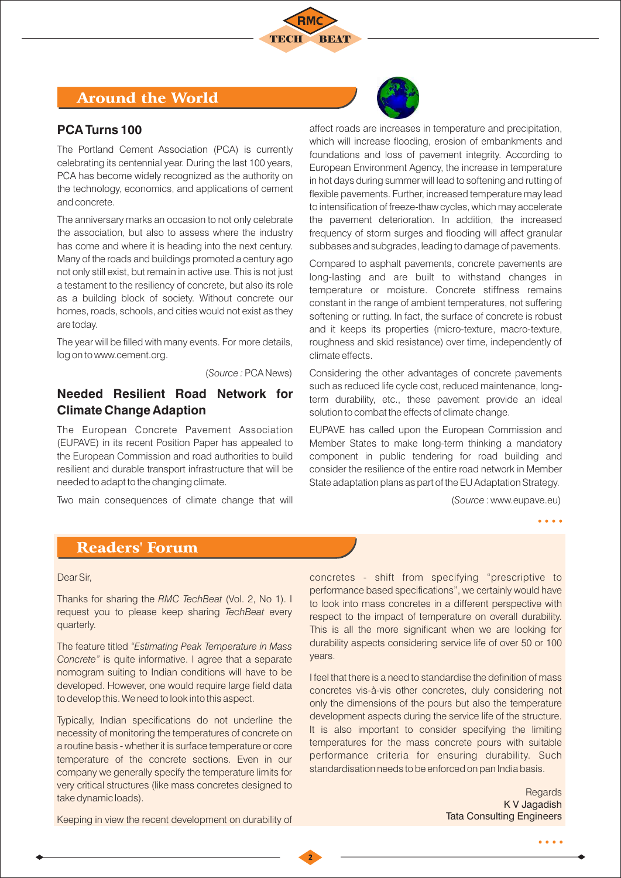## Around the World

### PCA Turns 100

The Portland Cement Association (PCA) is currently celebrating its centennial year. During the last 100 years, PCA has become widely recognized as the authority on the technology, economics, and applications of cement and concrete.

The anniversary marks an occasion to not only celebrate the association, but also to assess where the industry has come and where it is heading into the next century. Many of the roads and buildings promoted a century ago not only still exist, but remain in active use. This is not just a testament to the resiliency of concrete, but also its role as a building block of society. Without concrete our homes, roads, schools, and cities would not exist as they are today.

The year will be filled with many events. For more details, log on to www.cement.org.

(*Source :* PCA News)

### Needed Resilient Road Network for Climate Change Adaption

The European Concrete Pavement Association (EUPAVE) in its recent Position Paper has appealed to the European Commission and road authorities to build resilient and durable transport infrastructure that will be needed to adapt to the changing climate.

Two main consequences of climate change that will affect roads are increases in temperature and precipitation, which will increase flooding, erosion of embankments and foundations and loss of pavement integrity. According to European Environment Agency, the increase in temperature in hot days during summer will lead to softening and rutting of flexible pavements. Further, increased temperature may lead to intensification of freeze-thaw cycles, which may accelerate the pavement deterioration. In addition, the increased frequency of storm surges and flooding will affect granular subbases and subgrades, leading to damage of pavements.

Compared to asphalt pavements, concrete pavements are long-lasting and are built to withstand changes in temperature or moisture. Concrete stiffness remains constant in the range of ambient temperatures, not suffering softening or rutting. In fact, the surface of concrete is robust and it keeps its properties (micro-texture, macro-texture, roughness and skid resistance) over time, independently of climate effects.

Considering the other advantages of concrete pavements such as reduced life cycle cost, reduced maintenance, long-term durability, etc., these pavement provide an ideal solution to combat the effects of climate change.

EUPAVE has called upon the European Commission and Member States to make long-term thinking a mandatory component in public tendering for road building and consider the resilience of the entire road network in Member State adaptation plans as part of the EU Adaptation Strategy.

(*Source* : www.eupave.eu)

## Readers' Forum

Dear Sir,

Thanks for sharing the *RMC TechBeat* (Vol. 2, No 1). I request you to please keep sharing *TechBeat* every quarterly.

The feature titled *"Estimating Peak Temperature in Mass Concrete"* is quite informative. I agree that a separate nomogram suiting to Indian conditions will have to be developed. However, one would require large field data to develop this. We need to look into this aspect.

Typically, Indian specifications do not underline the necessity of monitoring the temperatures of concrete on a routine basis - whether it is surface temperature or core temperature of the concrete sections. Even in our company we generally specify the temperature limits for very critical structures (like mass concretes designed to take dynamic loads).

Keeping in view the recent development on durability of concretes - shift from specifying "prescriptive to performance based specifications", we certainly would have to look into mass concretes in a different perspective with respect to the impact of temperature on overall durability. This is all the more significant when we are looking for durability aspects considering service life of over 50 or 100 years.

I feel that there is a need to standardise the definition of mass concretes vis-à-vis other concretes, duly considering not only the dimensions of the pours but also the temperature development aspects during the service life of the structure. It is also important to consider specifying the limiting temperatures for the mass concrete pours with suitable performance criteria for ensuring durability. Such standardisation needs to be enforced on pan India basis.

Regards
K V Jagadish
Tata Consulting Engineers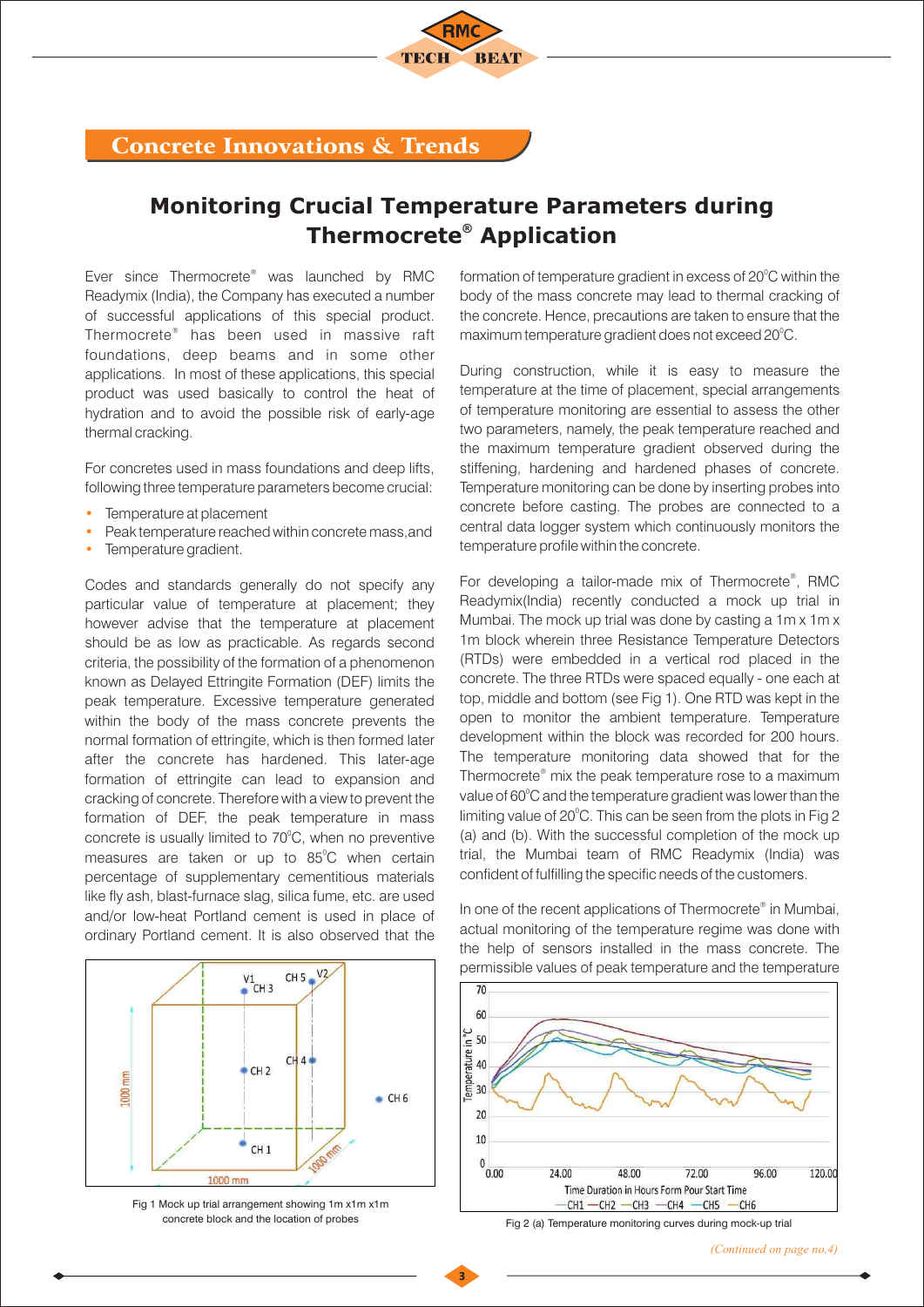## Concrete Innovations & Trends

# Monitoring Crucial Temperature Parameters during Thermocrete® Application

Ever since Thermocrete® was launched by RMC Readymix (India), the Company has executed a number of successful applications of this special product. Thermocrete® has been used in massive raft foundations, deep beams and in some other applications. In most of these applications, this special product was used basically to control the heat of hydration and to avoid the possible risk of early-age thermal cracking.

For concretes used in mass foundations and deep lifts, following three temperature parameters become crucial:

- Temperature at placement
- Peak temperature reached within concrete mass, and
- Temperature gradient.

Codes and standards generally do not specify any particular value of temperature at placement; they however advise that the temperature at placement should be as low as practicable. As regards second criteria, the possibility of the formation of a phenomenon known as Delayed Ettringite Formation (DEF) limits the peak temperature. Excessive temperature generated within the body of the mass concrete prevents the normal formation of ettringite, which is then formed later after the concrete has hardened. This later-age formation of ettringite can lead to expansion and cracking of concrete. Therefore with a view to prevent the formation of DEF, the peak temperature in mass concrete is usually limited to 70°C, when no preventive measures are taken or up to 85°C when certain percentage of supplementary cementitious materials like fly ash, blast-furnace slag, silica fume, etc. are used and/or low-heat Portland cement is used in place of ordinary Portland cement. It is also observed that the formation of temperature gradient in excess of 20°C within the body of the mass concrete may lead to thermal cracking of the concrete. Hence, precautions are taken to ensure that the maximum temperature gradient does not exceed 20°C.

During construction, while it is easy to measure the temperature at the time of placement, special arrangements of temperature monitoring are essential to assess the other two parameters, namely, the peak temperature reached and the maximum temperature gradient observed during the stiffening, hardening and hardened phases of concrete. Temperature monitoring can be done by inserting probes into concrete before casting. The probes are connected to a central data logger system which continuously monitors the temperature profile within the concrete.

For developing a tailor-made mix of Thermocrete®, RMC Readymix(India) recently conducted a mock up trial in Mumbai. The mock up trial was done by casting a 1m x 1m x 1m block wherein three Resistance Temperature Detectors (RTDs) were embedded in a vertical rod placed in the concrete. The three RTDs were spaced equally - one each at top, middle and bottom (see Fig 1). One RTD was kept in the open to monitor the ambient temperature. Temperature development within the block was recorded for 200 hours. The temperature monitoring data showed that for the Thermocrete® mix the peak temperature rose to a maximum value of 60°C and the temperature gradient was lower than the limiting value of 20°C. This can be seen from the plots in Fig 2 (a) and (b). With the successful completion of the mock up trial, the Mumbai team of RMC Readymix (India) was confident of fulfilling the specific needs of the customers.

In one of the recent applications of Thermocrete® in Mumbai, actual monitoring of the temperature regime was done with the help of sensors installed in the mass concrete. The permissible values of peak temperature and the temperature

Fig 1 Mock up trial arrangement showing 1m x1m x1m concrete block and the location of probes

Fig 2 (a) Temperature monitoring curves during mock-up trial

*(Continued on page no.4)*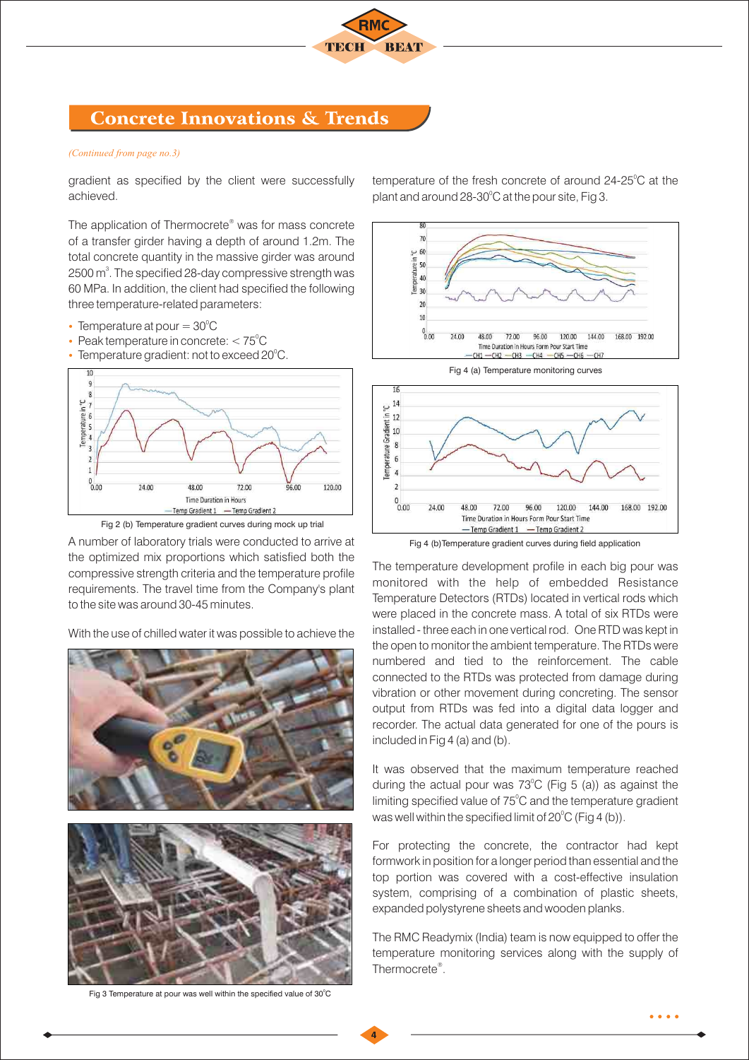## Concrete Innovations & Trends

*(Continued from page no.3)*

gradient as specified by the client were successfully achieved.

The application of Thermocrete® was for mass concrete of a transfer girder having a depth of around 1.2m. The total concrete quantity in the massive girder was around 2500 $m^3$. The specified 28-day compressive strength was 60 MPa. In addition, the client had specified the following three temperature-related parameters:

- Temperature at pour = 30°C
- Peak temperature in concrete: < 75°C
- Temperature gradient: not to exceed 20°C.

Fig 2 (b) Temperature gradient curves during mock up trial

A number of laboratory trials were conducted to arrive at the optimized mix proportions which satisfied both the compressive strength criteria and the temperature profile requirements. The travel time from the Company's plant to the site was around 30-45 minutes.

With the use of chilled water it was possible to achieve the temperature of the fresh concrete of around 24-25°C at the plant and around 28-30°C at the pour site, Fig 3.

Fig 3 Temperature at pour was well within the specified value of 30°C

Fig 4 (a) Temperature monitoring curves

Fig 4 (b)Temperature gradient curves during field application

The temperature development profile in each big pour was monitored with the help of embedded Resistance Temperature Detectors (RTDs) located in vertical rods which were placed in the concrete mass. A total of six RTDs were installed - three each in one vertical rod. One RTD was kept in the open to monitor the ambient temperature. The RTDs were numbered and tied to the reinforcement. The cable connected to the RTDs was protected from damage during vibration or other movement during concreting. The sensor output from RTDs was fed into a digital data logger and recorder. The actual data generated for one of the pours is included in Fig 4 (a) and (b).

It was observed that the maximum temperature reached during the actual pour was 73°C (Fig 5 (a)) as against the limiting specified value of 75°C and the temperature gradient was well within the specified limit of 20°C (Fig 4 (b)).

For protecting the concrete, the contractor had kept formwork in position for a longer period than essential and the top portion was covered with a cost-effective insulation system, comprising of a combination of plastic sheets, expanded polystyrene sheets and wooden planks.

The RMC Readymix (India) team is now equipped to offer the temperature monitoring services along with the supply of Thermocrete®.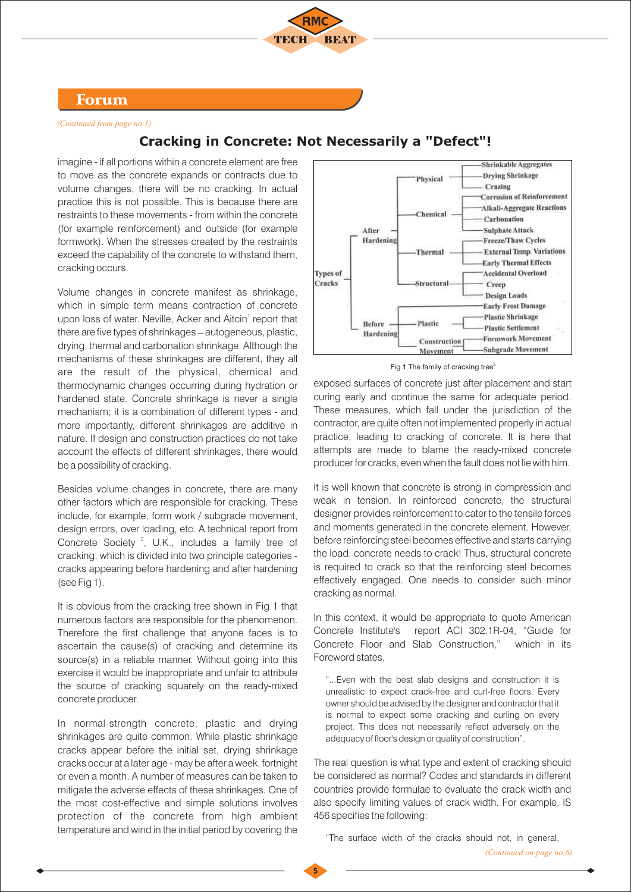## Forum

*(Continued from page no.1)*

# Cracking in Concrete: Not Necessarily a "Defect"!

imagine - if all portions within a concrete element are free to move as the concrete expands or contracts due to volume changes, there will be no cracking. In actual practice this is not possible. This is because there are restraints to these movements - from within the concrete (for example reinforcement) and outside (for example formwork). When the stresses created by the restraints exceed the capability of the concrete to withstand them, cracking occurs.

Volume changes in concrete manifest as shrinkage, which in simple term means contraction of concrete upon loss of water. Neville, Acker and Aitcin[1] report that there are five types of shrinkages – autogeneous, plastic, drying, thermal and carbonation shrinkage. Although the mechanisms of these shrinkages are different, they all are the result of the physical, chemical and thermodynamic changes occurring during hydration or hardened state. Concrete shrinkage is never a single mechanism; it is a combination of different types - and more importantly, different shrinkages are additive in nature. If design and construction practices do not take account the effects of different shrinkages, there would be a possibility of cracking.

Besides volume changes in concrete, there are many other factors which are responsible for cracking. These include, for example, form work / subgrade movement, design errors, over loading, etc. A technical report from Concrete Society [2], U.K., includes a family tree of cracking, which is divided into two principle categories - cracks appearing before hardening and after hardening (see Fig 1).

- Types of Cracks
  - After Hardening
    - Physical
      - Shrinkable Aggregates
      - Drying Shrinkage
      - Crazing
    - Chemical
      - Corrosion of Reinforcement
      - Alkali-Aggregate Reactions
      - Carbonation
      - Sulphate Attack
    - Thermal
      - Freeze/Thaw Cycles
      - External Temp. Variations
      - Early Thermal Effects
    - Structural
      - Accidental Overload
      - Creep
      - Design Loads
  - Before Hardening
    - Plastic
      - Early Frost Damage
      - Plastic Shrinkage
      - Plastic Settlement
    - Construction Movement
      - Formwork Movement
      - Subgrade Movement

Fig 1 The family of cracking tree[2]

It is obvious from the cracking tree shown in Fig 1 that numerous factors are responsible for the phenomenon. Therefore the first challenge that anyone faces is to ascertain the cause(s) of cracking and determine its source(s) in a reliable manner. Without going into this exercise it would be inappropriate and unfair to attribute the source of cracking squarely on the ready-mixed concrete producer.

In normal-strength concrete, plastic and drying shrinkages are quite common. While plastic shrinkage cracks appear before the initial set, drying shrinkage cracks occur at a later age - may be after a week, fortnight or even a month. A number of measures can be taken to mitigate the adverse effects of these shrinkages. One of the most cost-effective and simple solutions involves protection of the concrete from high ambient temperature and wind in the initial period by covering the exposed surfaces of concrete just after placement and start curing early and continue the same for adequate period. These measures, which fall under the jurisdiction of the contractor, are quite often not implemented properly in actual practice, leading to cracking of concrete. It is here that attempts are made to blame the ready-mixed concrete producer for cracks, even when the fault does not lie with him.

It is well known that concrete is strong in compression and weak in tension. In reinforced concrete, the structural designer provides reinforcement to cater to the tensile forces and moments generated in the concrete element. However, before reinforcing steel becomes effective and starts carrying the load, concrete needs to crack! Thus, structural concrete is required to crack so that the reinforcing steel becomes effectively engaged. One needs to consider such minor cracking as normal.

In this context, it would be appropriate to quote American Concrete Institute's report ACI 302.1R-04, "Guide for Concrete Floor and Slab Construction," which in its Foreword states,

> "...Even with the best slab designs and construction it is unrealistic to expect crack-free and curl-free floors. Every owner should be advised by the designer and contractor that it is normal to expect some cracking and curling on every project. This does not necessarily reflect adversely on the adequacy of floor's design or quality of construction".

The real question is what type and extent of cracking should be considered as normal? Codes and standards in different countries provide formulae to evaluate the crack width and also specify limiting values of crack width. For example, IS 456 specifies the following:

> "The surface width of the cracks should not, in general,

*(Continued on page no.6)*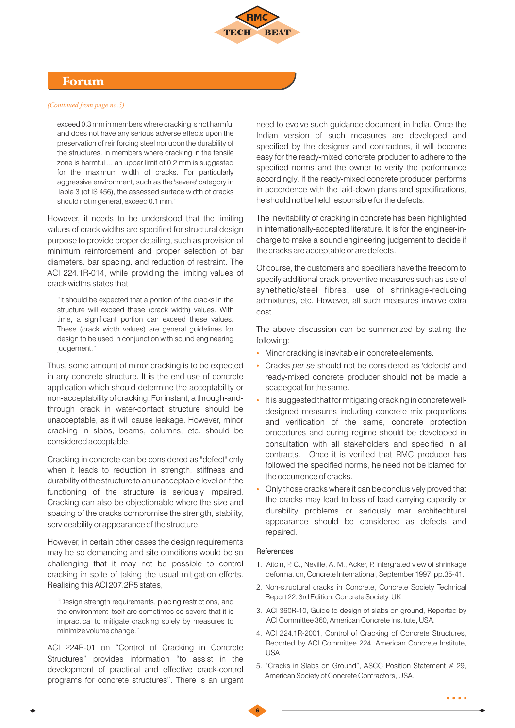## Forum

*(Continued from page no.5)*

> exceed 0.3 mm in members where cracking is not harmful and does not have any serious adverse effects upon the preservation of reinforcing steel nor upon the durability of the structures. In members where cracking in the tensile zone is harmful ... an upper limit of 0.2 mm is suggested for the maximum width of cracks. For particularly aggressive environment, such as the 'severe' category in Table 3 (of IS 456), the assessed surface width of cracks should not in general, exceed 0.1 mm."

However, it needs to be understood that the limiting values of crack widths are specified for structural design purpose to provide proper detailing, such as provision of minimum reinforcement and proper selection of bar diameters, bar spacing, and reduction of restraint. The ACI 224.1R-014, while providing the limiting values of crack widths states that

> "It should be expected that a portion of the cracks in the structure will exceed these (crack width) values. With time, a significant portion can exceed these values. These (crack width values) are general guidelines for design to be used in conjunction with sound engineering judgement."

Thus, some amount of minor cracking is to be expected in any concrete structure. It is the end use of concrete application which should determine the acceptability or non-acceptability of cracking. For instant, a through-and-through crack in water-contact structure should be unacceptable, as it will cause leakage. However, minor cracking in slabs, beams, columns, etc. should be considered acceptable.

Cracking in concrete can be considered as "defect" only when it leads to reduction in strength, stiffness and durability of the structure to an unacceptable level or if the functioning of the structure is seriously impaired. Cracking can also be objectionable where the size and spacing of the cracks compromise the strength, stability, serviceability or appearance of the structure.

However, in certain other cases the design requirements may be so demanding and site conditions would be so challenging that it may not be possible to control cracking in spite of taking the usual mitigation efforts. Realising this ACI 207.2R5 states,

> "Design strength requirements, placing restrictions, and the environment itself are sometimes so severe that it is impractical to mitigate cracking solely by measures to minimize volume change."

ACI 224R-01 on "Control of Cracking in Concrete Structures" provides information "to assist in the development of practical and effective crack-control programs for concrete structures". There is an urgent need to evolve such guidance document in India. Once the Indian version of such measures are developed and specified by the designer and contractors, it will become easy for the ready-mixed concrete producer to adhere to the specified norms and the owner to verify the performance accordingly. If the ready-mixed concrete producer performs in accordence with the laid-down plans and specifications, he should not be held responsible for the defects.

The inevitability of cracking in concrete has been highlighted in internationally-accepted literature. It is for the engineer-in-charge to make a sound engineering judgement to decide if the cracks are acceptable or are defects.

Of course, the customers and specifiers have the freedom to specify additional crack-preventive measures such as use of synethetic/steel fibres, use of shrinkage-reducing admixtures, etc. However, all such measures involve extra cost.

The above discussion can be summerized by stating the following:

- Minor cracking is inevitable in concrete elements.
- Cracks *per se* should not be considered as 'defects' and ready-mixed concrete producer should not be made a scapegoat for the same.
- It is suggested that for mitigating cracking in concrete well-designed measures including concrete mix proportions and verification of the same, concrete protection procedures and curing regime should be developed in consultation with all stakeholders and specified in all contracts. Once it is verified that RMC producer has followed the specified norms, he need not be blamed for the occurrence of cracks.
- Only those cracks where it can be conclusively proved that the cracks may lead to loss of load carrying capacity or durability problems or seriously mar architechtural appearance should be considered as defects and repaired.

### References

1. Aitcin, P. C., Neville, A. M., Acker, P. Intergrated view of shrinkage deformation, Concrete International, September 1997, pp.35-41.
2. Non-structural cracks in Concrete, Concrete Society Technical Report 22, 3rd Edition, Concrete Society, UK.
3. ACI 360R-10, Guide to design of slabs on ground, Reported by ACI Committee 360, American Concrete Institute, USA.
4. ACI 224.1R-2001, Control of Cracking of Concrete Structures, Reported by ACI Committee 224, American Concrete Institute, USA.
5. "Cracks in Slabs on Ground", ASCC Position Statement # 29, American Society of Concrete Contractors, USA.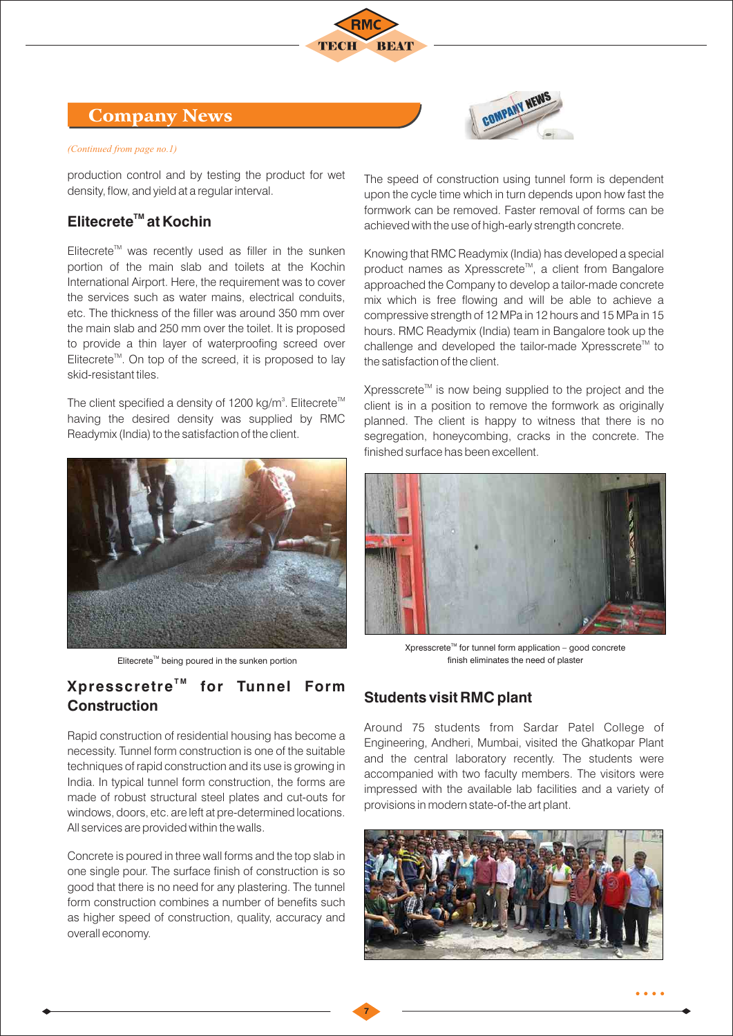## Company News

*(Continued from page no.1)*

production control and by testing the product for wet density, flow, and yield at a regular interval.

### Elitecrete™ at Kochin

Elitecrete™ was recently used as filler in the sunken portion of the main slab and toilets at the Kochin International Airport. Here, the requirement was to cover the services such as water mains, electrical conduits, etc. The thickness of the filler was around 350 mm over the main slab and 250 mm over the toilet. It is proposed to provide a thin layer of waterproofing screed over Elitecrete™. On top of the screed, it is proposed to lay skid-resistant tiles.

The client specified a density of 1200 kg/m³. Elitecrete™ having the desired density was supplied by RMC Readymix (India) to the satisfaction of the client.

Elitecrete™ being poured in the sunken portion

### Xpresscretre™ for Tunnel Form Construction

Rapid construction of residential housing has become a necessity. Tunnel form construction is one of the suitable techniques of rapid construction and its use is growing in India. In typical tunnel form construction, the forms are made of robust structural steel plates and cut-outs for windows, doors, etc. are left at pre-determined locations. All services are provided within the walls.

Concrete is poured in three wall forms and the top slab in one single pour. The surface finish of construction is so good that there is no need for any plastering. The tunnel form construction combines a number of benefits such as higher speed of construction, quality, accuracy and overall economy.

The speed of construction using tunnel form is dependent upon the cycle time which in turn depends upon how fast the formwork can be removed. Faster removal of forms can be achieved with the use of high-early strength concrete.

Knowing that RMC Readymix (India) has developed a special product names as Xpresscrete™, a client from Bangalore approached the Company to develop a tailor-made concrete mix which is free flowing and will be able to achieve a compressive strength of 12 MPa in 12 hours and 15 MPa in 15 hours. RMC Readymix (India) team in Bangalore took up the challenge and developed the tailor-made Xpresscrete™ to the satisfaction of the client.

Xpresscrete™ is now being supplied to the project and the client is in a position to remove the formwork as originally planned. The client is happy to witness that there is no segregation, honeycombing, cracks in the concrete. The finished surface has been excellent.

Xpresscrete™ for tunnel form application – good concrete finish eliminates the need of plaster

### Students visit RMC plant

Around 75 students from Sardar Patel College of Engineering, Andheri, Mumbai, visited the Ghatkopar Plant and the central laboratory recently. The students were accompanied with two faculty members. The visitors were impressed with the available lab facilities and a variety of provisions in modern state-of-the art plant.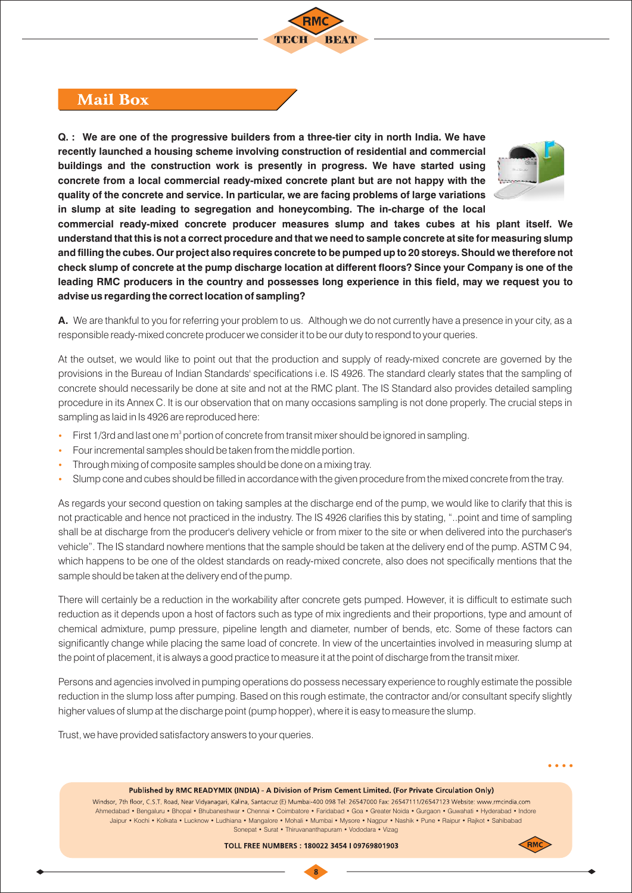## Mail Box

**Q. : We are one of the progressive builders from a three-tier city in north India. We have recently launched a housing scheme involving construction of residential and commercial buildings and the construction work is presently in progress. We have started using concrete from a local commercial ready-mixed concrete plant but are not happy with the quality of the concrete and service. In particular, we are facing problems of large variations in slump at site leading to segregation and honeycombing. The in-charge of the local commercial ready-mixed concrete producer measures slump and takes cubes at his plant itself. We understand that this is not a correct procedure and that we need to sample concrete at site for measuring slump and filling the cubes. Our project also requires concrete to be pumped up to 20 storeys. Should we therefore not check slump of concrete at the pump discharge location at different floors? Since your Company is one of the leading RMC producers in the country and possesses long experience in this field, may we request you to advise us regarding the correct location of sampling?**

**A.** We are thankful to you for referring your problem to us. Although we do not currently have a presence in your city, as a responsible ready-mixed concrete producer we consider it to be our duty to respond to your queries.

At the outset, we would like to point out that the production and supply of ready-mixed concrete are governed by the provisions in the Bureau of Indian Standards' specifications i.e. IS 4926. The standard clearly states that the sampling of concrete should necessarily be done at site and not at the RMC plant. The IS Standard also provides detailed sampling procedure in its Annex C. It is our observation that on many occasions sampling is not done properly. The crucial steps in sampling as laid in Is 4926 are reproduced here:

- First 1/3rd and last one $m^3$ portion of concrete from transit mixer should be ignored in sampling.
- Four incremental samples should be taken from the middle portion.
- Through mixing of composite samples should be done on a mixing tray.
- Slump cone and cubes should be filled in accordance with the given procedure from the mixed concrete from the tray.

As regards your second question on taking samples at the discharge end of the pump, we would like to clarify that this is not practicable and hence not practiced in the industry. The IS 4926 clarifies this by stating, "..point and time of sampling shall be at discharge from the producer's delivery vehicle or from mixer to the site or when delivered into the purchaser's vehicle". The IS standard nowhere mentions that the sample should be taken at the delivery end of the pump. ASTM C 94, which happens to be one of the oldest standards on ready-mixed concrete, also does not specifically mentions that the sample should be taken at the delivery end of the pump.

There will certainly be a reduction in the workability after concrete gets pumped. However, it is difficult to estimate such reduction as it depends upon a host of factors such as type of mix ingredients and their proportions, type and amount of chemical admixture, pump pressure, pipeline length and diameter, number of bends, etc. Some of these factors can significantly change while placing the same load of concrete. In view of the uncertainties involved in measuring slump at the point of placement, it is always a good practice to measure it at the point of discharge from the transit mixer.

Persons and agencies involved in pumping operations do possess necessary experience to roughly estimate the possible reduction in the slump loss after pumping. Based on this rough estimate, the contractor and/or consultant specify slightly higher values of slump at the discharge point (pump hopper), where it is easy to measure the slump.

Trust, we have provided satisfactory answers to your queries.

**Published by RMC READYMIX (INDIA) - A Division of Prism Cement Limited. (For Private Circulation Only)**

Windsor, 7th floor, C.S.T. Road, Near Vidyanagari, Kalina, Santacruz (E) Mumbai-400 098 Tel: 26547000 Fax: 26547111/26547123 Website: www.rmcindia.com

Ahmedabad • Bengaluru • Bhopal • Bhubaneshwar • Chennai • Coimbatore • Faridabad • Goa • Greater Noida • Gurgaon • Guwahati • Hyderabad • Indore • Jaipur • Kochi • Kolkata • Lucknow • Ludhiana • Mangalore • Mohali • Mumbai • Mysore • Nagpur • Nashik • Pune • Raipur • Rajkot • Sahibabad • Sonepat • Surat • Thiruvananthapuram • Vododara • Vizag

**TOLL FREE NUMBERS : 180022 3454 I 09769801903**